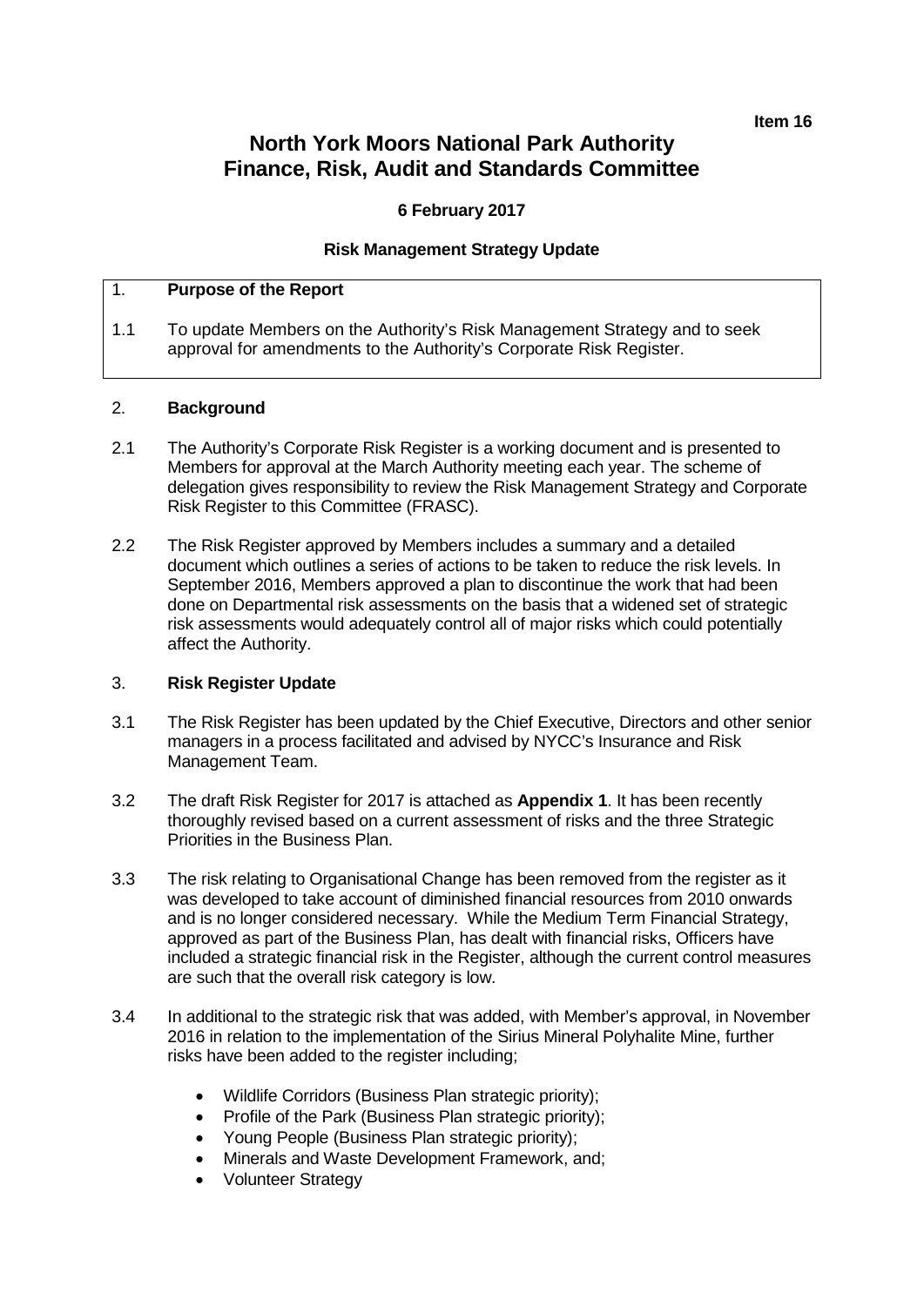**Item 16**

# North York Moors National Park Authority
# Finance, Risk, Audit and Standards Committee

**6 February 2017**

**Risk Management Strategy Update**

## 1. Purpose of the Report

1.1 To update Members on the Authority's Risk Management Strategy and to seek approval for amendments to the Authority's Corporate Risk Register.

## 2. Background

2.1 The Authority's Corporate Risk Register is a working document and is presented to Members for approval at the March Authority meeting each year. The scheme of delegation gives responsibility to review the Risk Management Strategy and Corporate Risk Register to this Committee (FRASC).

2.2 The Risk Register approved by Members includes a summary and a detailed document which outlines a series of actions to be taken to reduce the risk levels. In September 2016, Members approved a plan to discontinue the work that had been done on Departmental risk assessments on the basis that a widened set of strategic risk assessments would adequately control all of major risks which could potentially affect the Authority.

## 3. Risk Register Update

3.1 The Risk Register has been updated by the Chief Executive, Directors and other senior managers in a process facilitated and advised by NYCC's Insurance and Risk Management Team.

3.2 The draft Risk Register for 2017 is attached as **Appendix 1**. It has been recently thoroughly revised based on a current assessment of risks and the three Strategic Priorities in the Business Plan.

3.3 The risk relating to Organisational Change has been removed from the register as it was developed to take account of diminished financial resources from 2010 onwards and is no longer considered necessary. While the Medium Term Financial Strategy, approved as part of the Business Plan, has dealt with financial risks, Officers have included a strategic financial risk in the Register, although the current control measures are such that the overall risk category is low.

3.4 In additional to the strategic risk that was added, with Member's approval, in November 2016 in relation to the implementation of the Sirius Mineral Polyhalite Mine, further risks have been added to the register including;

- Wildlife Corridors (Business Plan strategic priority);
- Profile of the Park (Business Plan strategic priority);
- Young People (Business Plan strategic priority);
- Minerals and Waste Development Framework, and;
- Volunteer Strategy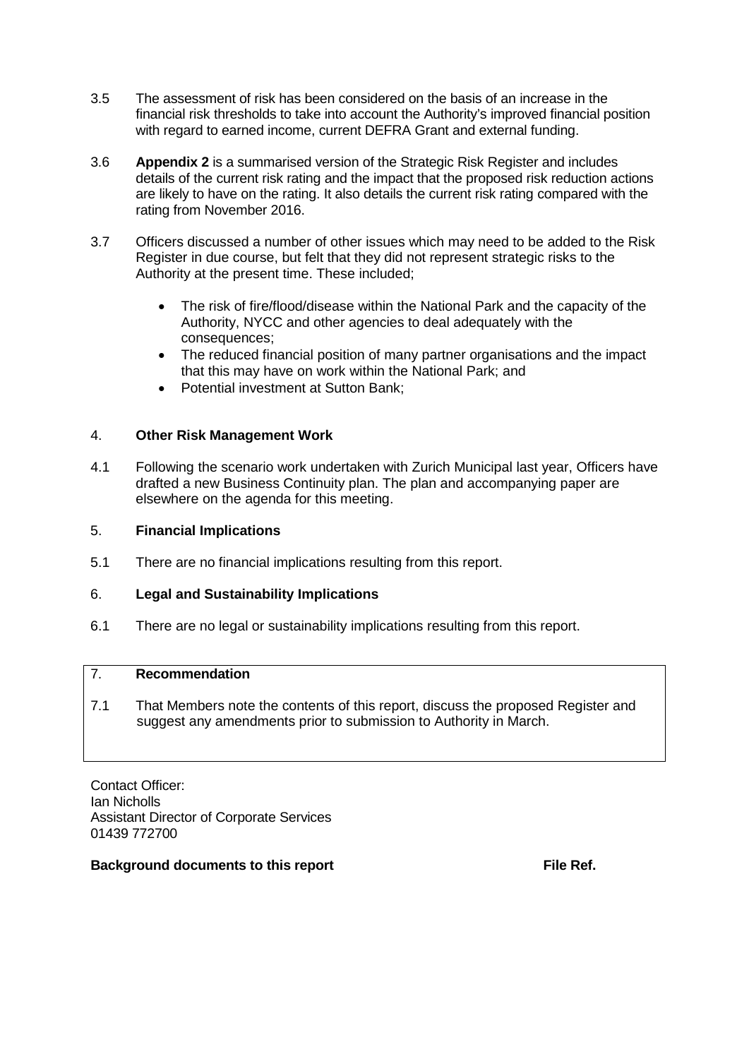3.5 The assessment of risk has been considered on the basis of an increase in the financial risk thresholds to take into account the Authority's improved financial position with regard to earned income, current DEFRA Grant and external funding.

3.6 **Appendix 2** is a summarised version of the Strategic Risk Register and includes details of the current risk rating and the impact that the proposed risk reduction actions are likely to have on the rating. It also details the current risk rating compared with the rating from November 2016.

3.7 Officers discussed a number of other issues which may need to be added to the Risk Register in due course, but felt that they did not represent strategic risks to the Authority at the present time. These included;

- The risk of fire/flood/disease within the National Park and the capacity of the Authority, NYCC and other agencies to deal adequately with the consequences;
- The reduced financial position of many partner organisations and the impact that this may have on work within the National Park; and
- Potential investment at Sutton Bank;

## 4. Other Risk Management Work

4.1 Following the scenario work undertaken with Zurich Municipal last year, Officers have drafted a new Business Continuity plan. The plan and accompanying paper are elsewhere on the agenda for this meeting.

## 5. Financial Implications

5.1 There are no financial implications resulting from this report.

## 6. Legal and Sustainability Implications

6.1 There are no legal or sustainability implications resulting from this report.

## 7. Recommendation

7.1 That Members note the contents of this report, discuss the proposed Register and suggest any amendments prior to submission to Authority in March.

Contact Officer:
Ian Nicholls
Assistant Director of Corporate Services
01439 772700

**Background documents to this report** **File Ref.**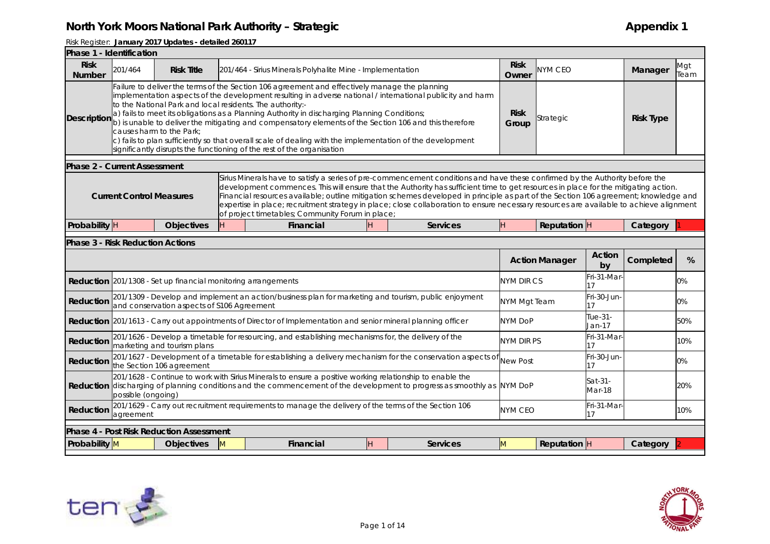# North York Moors National Park Authority – Strategic

## Appendix 1

Risk Register: **January 2017 Updates - detailed 260117**

**Phase 1 - Identification**

| | | | | | | | |
|---|---|---|---|---|---|---|---|
| **Risk Number** | 201/464 | **Risk Title** | 201/464 - Sirius Minerals Polyhalite Mine - Implementation | **Risk Owner** | NYM CEO | **Manager** | Mgt Team |
| **Description** | Failure to deliver the terms of the Section 106 agreement and effectively manage the planning implementation aspects of the development resulting in adverse national / international publicity and harm to the National Park and local residents. The authority:- a) fails to meet its obligations as a Planning Authority in discharging Planning Conditions; b) is unable to deliver the mitigating and compensatory elements of the Section 106 and this therefore causes harm to the Park; c) fails to plan sufficiently so that overall scale of dealing with the implementation of the development significantly disrupts the functioning of the rest of the organisation | | | **Risk Group** | Strategic | **Risk Type** | |

**Phase 2 - Current Assessment**

| | | | | | | | | | | |
|---|---|---|---|---|---|---|---|---|---|---|
| **Current Control Measures** | Sirius Minerals have to satisfy a series of pre-commencement conditions and have these confirmed by the Authority before the development commences. This will ensure that the Authority has sufficient time to get resources in place for the mitigating action. Financial resources available; outline mitigation schemes developed in principle as part of the Section 106 agreement; knowledge and expertise in place; recruitment strategy in place; close collaboration to ensure necessary resources are available to achieve alignment of project timetables; Community Forum in place; | | | | | | | | | |
| **Probability** | H | **Objectives** | H | **Financial** | H | **Services** | H | **Reputation** | H | **Category** 1 |

**Phase 3 - Risk Reduction Actions**

| | | Action Manager | Action by | Completed | % |
|---|---|---|---|---|---|
| **Reduction** | 201/1308 - Set up financial monitoring arrangements | NYM DIR CS | Fri-31-Mar-17 | | 0% |
| **Reduction** | 201/1309 - Develop and implement an action/business plan for marketing and tourism, public enjoyment and conservation aspects of S106 Agreement | NYM Mgt Team | Fri-30-Jun-17 | | 0% |
| **Reduction** | 201/1613 - Carry out appointments of Director of Implementation and senior mineral planning officer | NYM DoP | Tue-31-Jan-17 | | 50% |
| **Reduction** | 201/1626 - Develop a timetable for resourcing, and establishing mechanisms for, the delivery of the marketing and tourism plans | NYM DIR PS | Fri-31-Mar-17 | | 10% |
| **Reduction** | 201/1627 - Development of a timetable for establishing a delivery mechanism for the conservation aspects of the Section 106 agreement | New Post | Fri-30-Jun-17 | | 0% |
| **Reduction** | 201/1628 - Continue to work with Sirius Minerals to ensure a positive working relationship to enable the discharging of planning conditions and the commencement of the development to progress as smoothly as possible (ongoing) | NYM DoP | Sat-31-Mar-18 | | 20% |
| **Reduction** | 201/1629 - Carry out recruitment requirements to manage the delivery of the terms of the Section 106 agreement | NYM CEO | Fri-31-Mar-17 | | 10% |

**Phase 4 - Post Risk Reduction Assessment**

| | | | | | | | | | | | |
|---|---|---|---|---|---|---|---|---|---|---|---|
| **Probability** | M | **Objectives** | M | **Financial** | H | **Services** | M | **Reputation** | H | **Category** | 2 |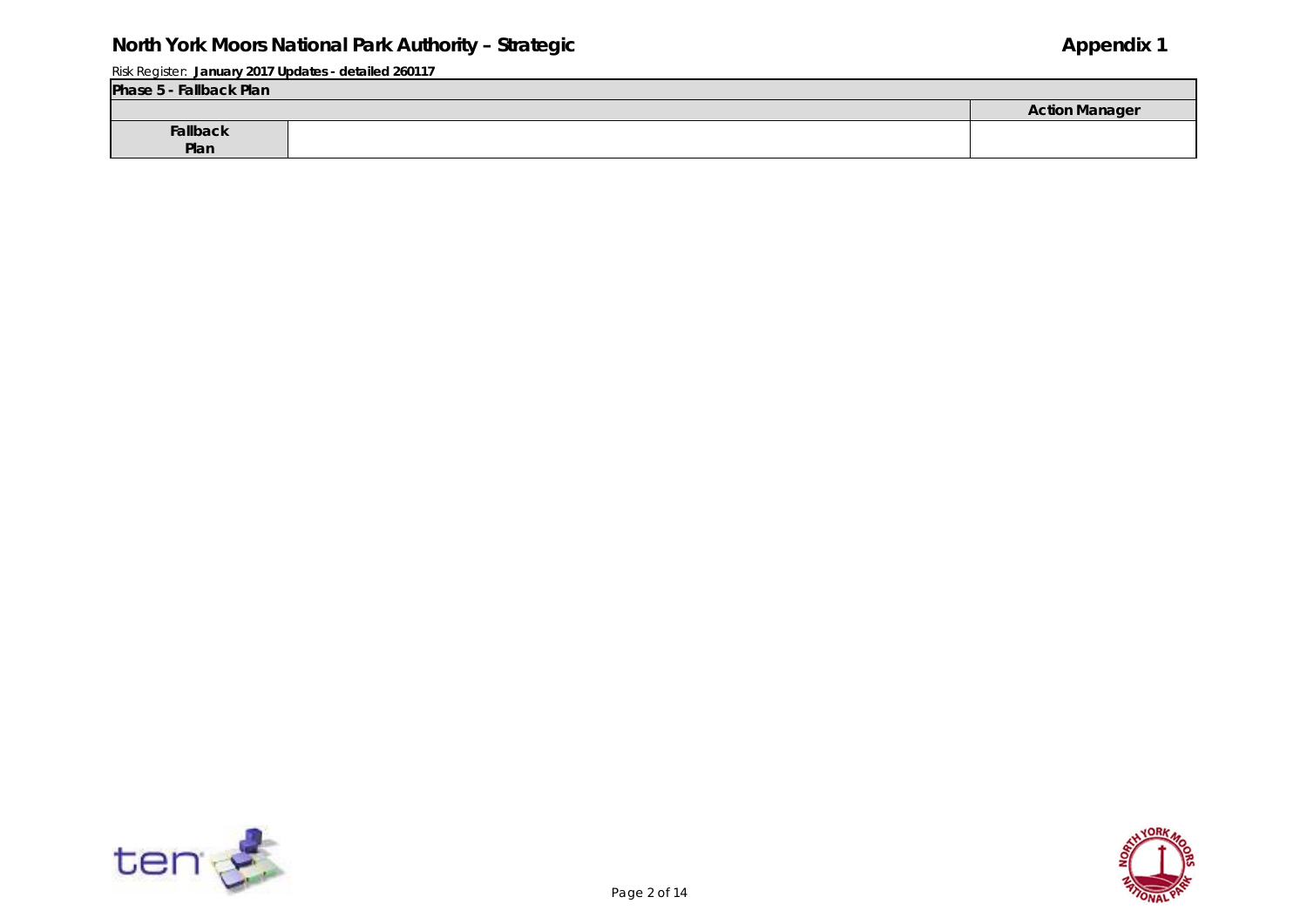| Phase 5 - Fallback Plan | | |
|---|---|---|
| | | **Action Manager** |
| **Fallback Plan** | | |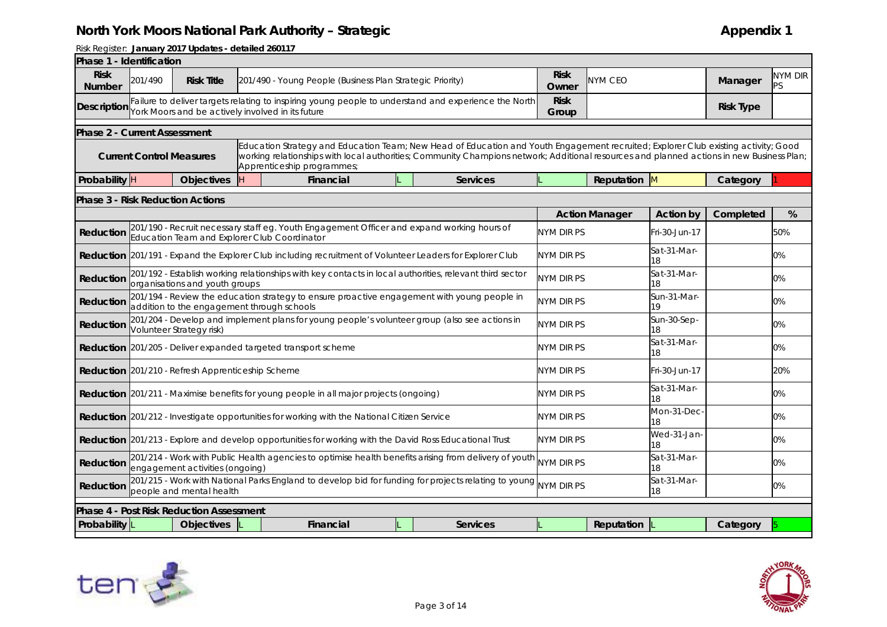# North York Moors National Park Authority – Strategic

Appendix 1

Risk Register: **January 2017 Updates - detailed 260117**

## Phase 1 - Identification

| Risk Number | 201/490 | Risk Title | 201/490 - Young People (Business Plan Strategic Priority) | Risk Owner | NYM CEO | Manager | NYM DIR PS |
|---|---|---|---|---|---|---|---|
| Description | Failure to deliver targets relating to inspiring young people to understand and experience the North York Moors and be actively involved in its future | | | Risk Group | | Risk Type | |

## Phase 2 - Current Assessment

| Current Control Measures | Education Strategy and Education Team; New Head of Education and Youth Engagement recruited; Explorer Club existing activity; Good working relationships with local authorities; Community Champions network; Additional resources and planned actions in new Business Plan; Apprenticeship programmes; |
|---|---|

| Probability | Objectives | Financial | Services | Reputation | Category |
|---|---|---|---|---|---|
| H | H | L | L | M | 1 |

## Phase 3 - Risk Reduction Actions

| | | Action Manager | Action by | Completed | % |
|---|---|---|---|---|---|
| Reduction | 201/190 - Recruit necessary staff eg. Youth Engagement Officer and expand working hours of Education Team and Explorer Club Coordinator | NYM DIR PS | Fri-30-Jun-17 | | 50% |
| Reduction | 201/191 - Expand the Explorer Club including recruitment of Volunteer Leaders for Explorer Club | NYM DIR PS | Sat-31-Mar-18 | | 0% |
| Reduction | 201/192 - Establish working relationships with key contacts in local authorities, relevant third sector organisations and youth groups | NYM DIR PS | Sat-31-Mar-18 | | 0% |
| Reduction | 201/194 - Review the education strategy to ensure proactive engagement with young people in addition to the engagement through schools | NYM DIR PS | Sun-31-Mar-19 | | 0% |
| Reduction | 201/204 - Develop and implement plans for young people's volunteer group (also see actions in Volunteer Strategy risk) | NYM DIR PS | Sun-30-Sep-18 | | 0% |
| Reduction | 201/205 - Deliver expanded targeted transport scheme | NYM DIR PS | Sat-31-Mar-18 | | 0% |
| Reduction | 201/210 - Refresh Apprenticeship Scheme | NYM DIR PS | Fri-30-Jun-17 | | 20% |
| Reduction | 201/211 - Maximise benefits for young people in all major projects (ongoing) | NYM DIR PS | Sat-31-Mar-18 | | 0% |
| Reduction | 201/212 - Investigate opportunities for working with the National Citizen Service | NYM DIR PS | Mon-31-Dec-18 | | 0% |
| Reduction | 201/213 - Explore and develop opportunities for working with the David Ross Educational Trust | NYM DIR PS | Wed-31-Jan-18 | | 0% |
| Reduction | 201/214 - Work with Public Health agencies to optimise health benefits arising from delivery of youth engagement activities (ongoing) | NYM DIR PS | Sat-31-Mar-18 | | 0% |
| Reduction | 201/215 - Work with National Parks England to develop bid for funding for projects relating to young people and mental health | NYM DIR PS | Sat-31-Mar-18 | | 0% |

## Phase 4 - Post Risk Reduction Assessment

| Probability | Objectives | Financial | Services | Reputation | Category |
|---|---|---|---|---|---|
| L | L | L | L | L | 5 |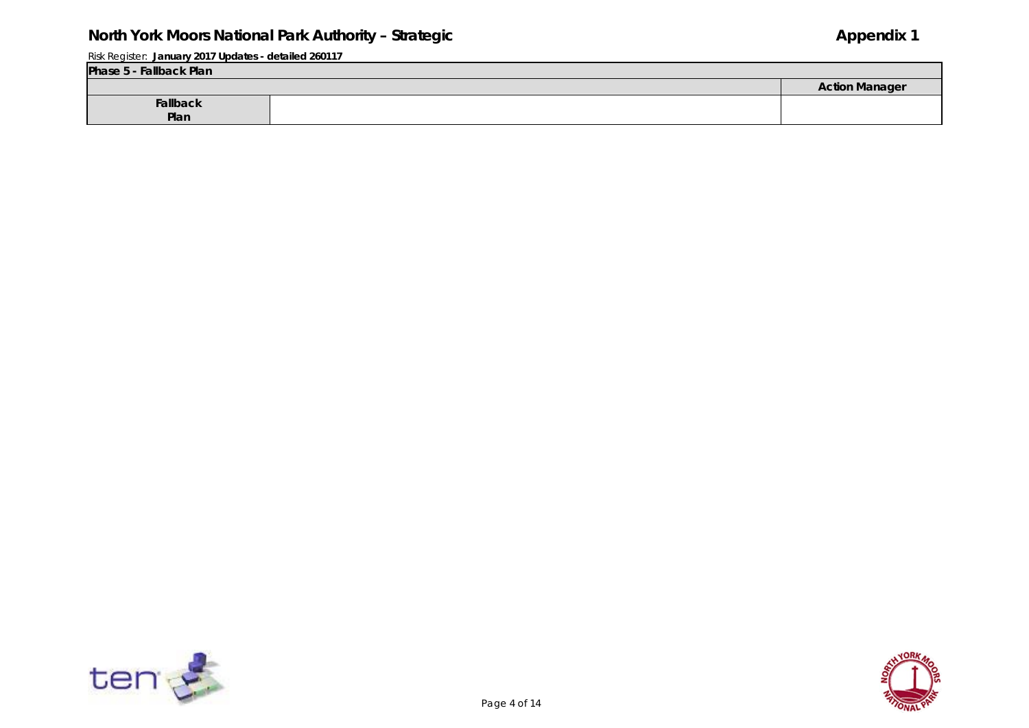Risk Register: **January 2017 Updates - detailed 260117**

| **Phase 5 - Fallback Plan** | | |
|---|---|---|
| | | **Action Manager** |
| **Fallback Plan** | | |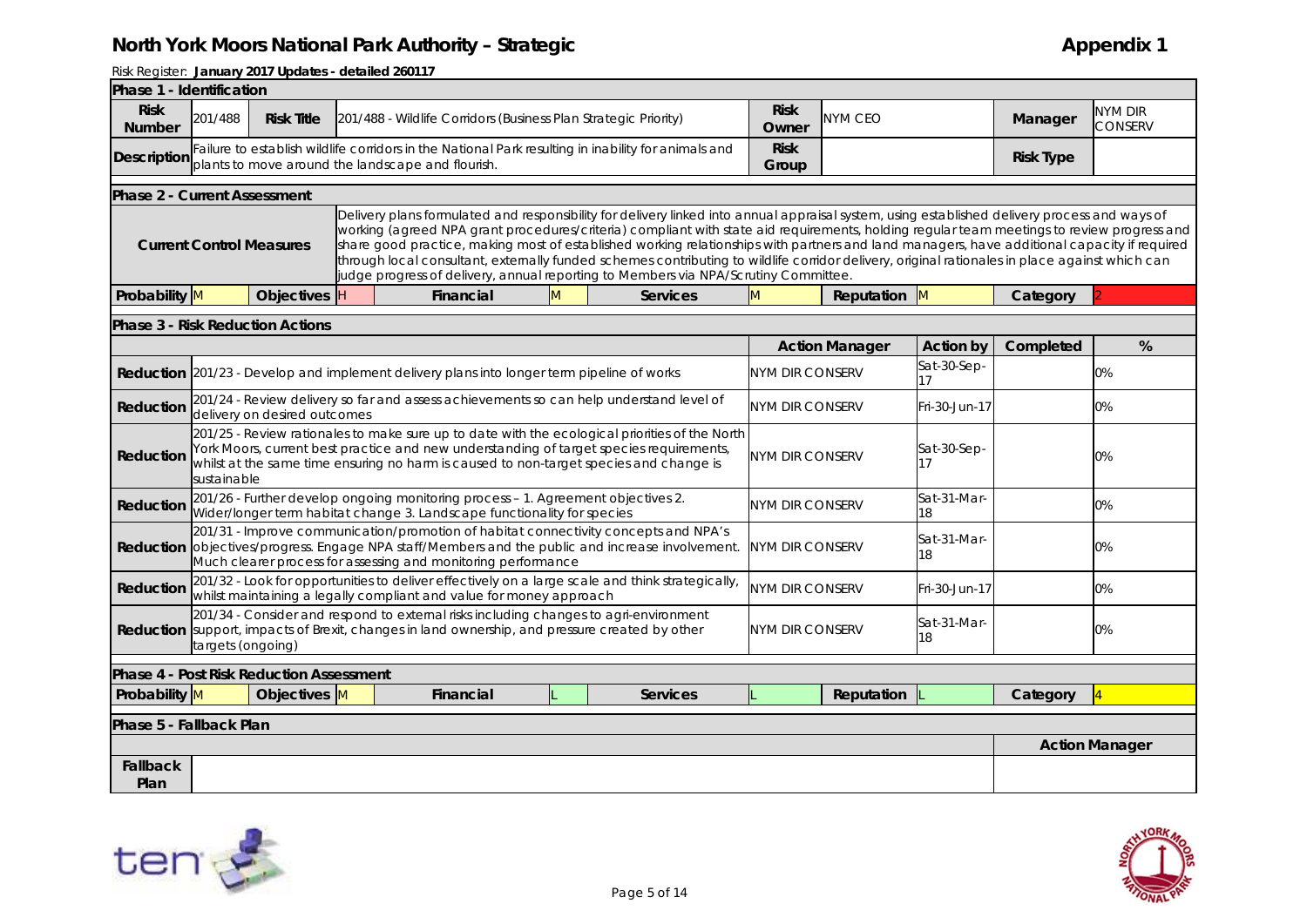# North York Moors National Park Authority – Strategic

**Appendix 1**

Risk Register: **January 2017 Updates - detailed 260117**

**Phase 1 - Identification**

| | | | | | | | |
|---|---|---|---|---|---|---|---|
| **Risk Number** | 201/488 | **Risk Title** | 201/488 - Wildlife Corridors (Business Plan Strategic Priority) | **Risk Owner** | NYM CEO | **Manager** | NYM DIR CONSERV |
| **Description** | Failure to establish wildlife corridors in the National Park resulting in inability for animals and plants to move around the landscape and flourish. | | | **Risk Group** | | **Risk Type** | |

**Phase 2 - Current Assessment**

| | |
|---|---|
| **Current Control Measures** | Delivery plans formulated and responsibility for delivery linked into annual appraisal system, using established delivery process and ways of working (agreed NPA grant procedures/criteria) compliant with state aid requirements, holding regular team meetings to review progress and share good practice, making most of established working relationships with partners and land managers, have additional capacity if required through local consultant, externally funded schemes contributing to wildlife corridor delivery, original rationales in place against which can judge progress of delivery, annual reporting to Members via NPA/Scrutiny Committee. |

| **Probability** | **Objectives** | **Financial** | **Services** | **Reputation** | **Category** |
|---|---|---|---|---|---|
| M | H | M | M | M | 2 |

**Phase 3 - Risk Reduction Actions**

| | | **Action Manager** | **Action by** | **Completed** | **%** |
|---|---|---|---|---|---|
| **Reduction** | 201/23 - Develop and implement delivery plans into longer term pipeline of works | NYM DIR CONSERV | Sat-30-Sep-17 | | 0% |
| **Reduction** | 201/24 - Review delivery so far and assess achievements so can help understand level of delivery on desired outcomes | NYM DIR CONSERV | Fri-30-Jun-17 | | 0% |
| **Reduction** | 201/25 - Review rationales to make sure up to date with the ecological priorities of the North York Moors, current best practice and new understanding of target species requirements, whilst at the same time ensuring no harm is caused to non-target species and change is sustainable | NYM DIR CONSERV | Sat-30-Sep-17 | | 0% |
| **Reduction** | 201/26 - Further develop ongoing monitoring process – 1. Agreement objectives 2. Wider/longer term habitat change 3. Landscape functionality for species | NYM DIR CONSERV | Sat-31-Mar-18 | | 0% |
| **Reduction** | 201/31 - Improve communication/promotion of habitat connectivity concepts and NPA's objectives/progress. Engage NPA staff/Members and the public and increase involvement. Much clearer process for assessing and monitoring performance | NYM DIR CONSERV | Sat-31-Mar-18 | | 0% |
| **Reduction** | 201/32 - Look for opportunities to deliver effectively on a large scale and think strategically, whilst maintaining a legally compliant and value for money approach | NYM DIR CONSERV | Fri-30-Jun-17 | | 0% |
| **Reduction** | 201/34 - Consider and respond to external risks including changes to agri-environment support, impacts of Brexit, changes in land ownership, and pressure created by other targets (ongoing) | NYM DIR CONSERV | Sat-31-Mar-18 | | 0% |

**Phase 4 - Post Risk Reduction Assessment**

| **Probability** | **Objectives** | **Financial** | **Services** | **Reputation** | **Category** |
|---|---|---|---|---|---|
| M | M | L | L | L | 4 |

**Phase 5 - Fallback Plan**

| | | **Action Manager** |
|---|---|---|
| **Fallback Plan** | | |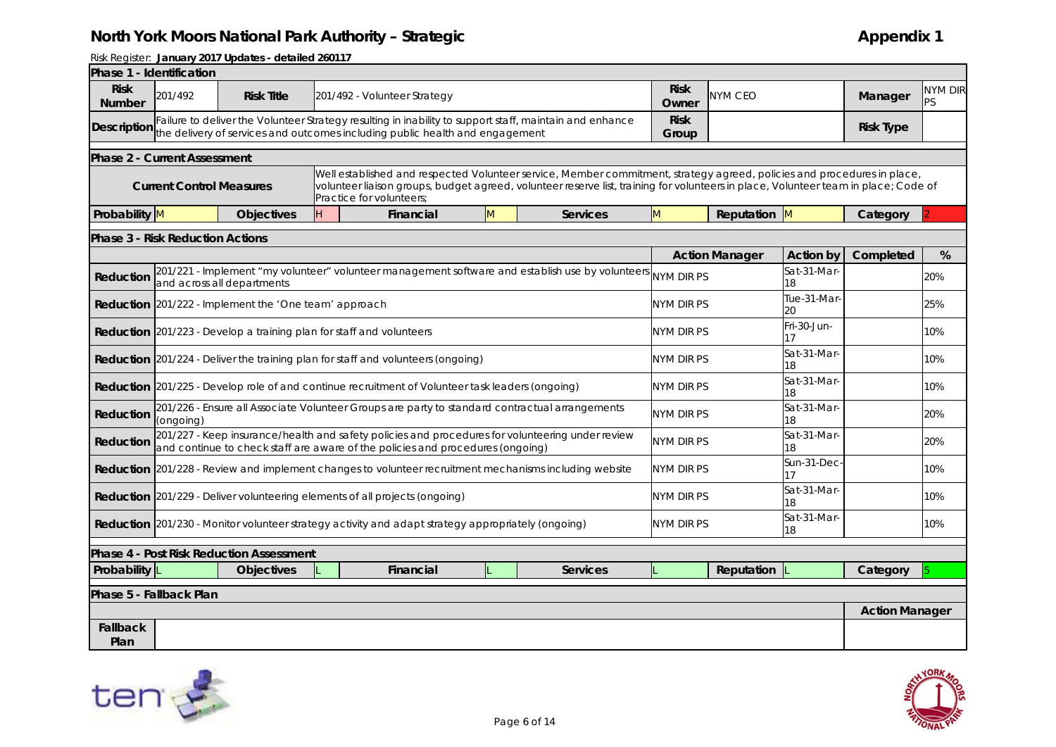# North York Moors National Park Authority – Strategic

## Appendix 1

Risk Register: **January 2017 Updates - detailed 260117**

**Phase 1 - Identification**

| **Risk Number** | 201/492 | **Risk Title** | 201/492 - Volunteer Strategy | **Risk Owner** | NYM CEO | **Manager** | NYM DIR PS |
|---|---|---|---|---|---|---|---|
| **Description** | Failure to deliver the Volunteer Strategy resulting in inability to support staff, maintain and enhance the delivery of services and outcomes including public health and engagement | | | **Risk Group** | | **Risk Type** | |

**Phase 2 - Current Assessment**

| **Current Control Measures** | Well established and respected Volunteer service, Member commitment, strategy agreed, policies and procedures in place, volunteer liaison groups, budget agreed, volunteer reserve list, training for volunteers in place, Volunteer team in place; Code of Practice for volunteers; |
|---|---|

| **Probability** | M | **Objectives** | H | **Financial** | M | **Services** | M | **Reputation** | M | **Category** | 2 |
|---|---|---|---|---|---|---|---|---|---|---|---|

**Phase 3 - Risk Reduction Actions**

| | | **Action Manager** | **Action by** | **Completed** | **%** |
|---|---|---|---|---|---|
| **Reduction** | 201/221 - Implement "my volunteer" volunteer management software and establish use by volunteers and across all departments | NYM DIR PS | Sat-31-Mar-18 | | 20% |
| **Reduction** | 201/222 - Implement the 'One team' approach | NYM DIR PS | Tue-31-Mar-20 | | 25% |
| **Reduction** | 201/223 - Develop a training plan for staff and volunteers | NYM DIR PS | Fri-30-Jun-17 | | 10% |
| **Reduction** | 201/224 - Deliver the training plan for staff and volunteers (ongoing) | NYM DIR PS | Sat-31-Mar-18 | | 10% |
| **Reduction** | 201/225 - Develop role of and continue recruitment of Volunteer task leaders (ongoing) | NYM DIR PS | Sat-31-Mar-18 | | 10% |
| **Reduction** | 201/226 - Ensure all Associate Volunteer Groups are party to standard contractual arrangements (ongoing) | NYM DIR PS | Sat-31-Mar-18 | | 20% |
| **Reduction** | 201/227 - Keep insurance/health and safety policies and procedures for volunteering under review and continue to check staff are aware of the policies and procedures (ongoing) | NYM DIR PS | Sat-31-Mar-18 | | 20% |
| **Reduction** | 201/228 - Review and implement changes to volunteer recruitment mechanisms including website | NYM DIR PS | Sun-31-Dec-17 | | 10% |
| **Reduction** | 201/229 - Deliver volunteering elements of all projects (ongoing) | NYM DIR PS | Sat-31-Mar-18 | | 10% |
| **Reduction** | 201/230 - Monitor volunteer strategy activity and adapt strategy appropriately (ongoing) | NYM DIR PS | Sat-31-Mar-18 | | 10% |

**Phase 4 - Post Risk Reduction Assessment**

| **Probability** | L | **Objectives** | L | **Financial** | L | **Services** | L | **Reputation** | L | **Category** | 5 |
|---|---|---|---|---|---|---|---|---|---|---|---|

**Phase 5 - Fallback Plan**

| | | **Action Manager** |
|---|---|---|
| **Fallback Plan** | | |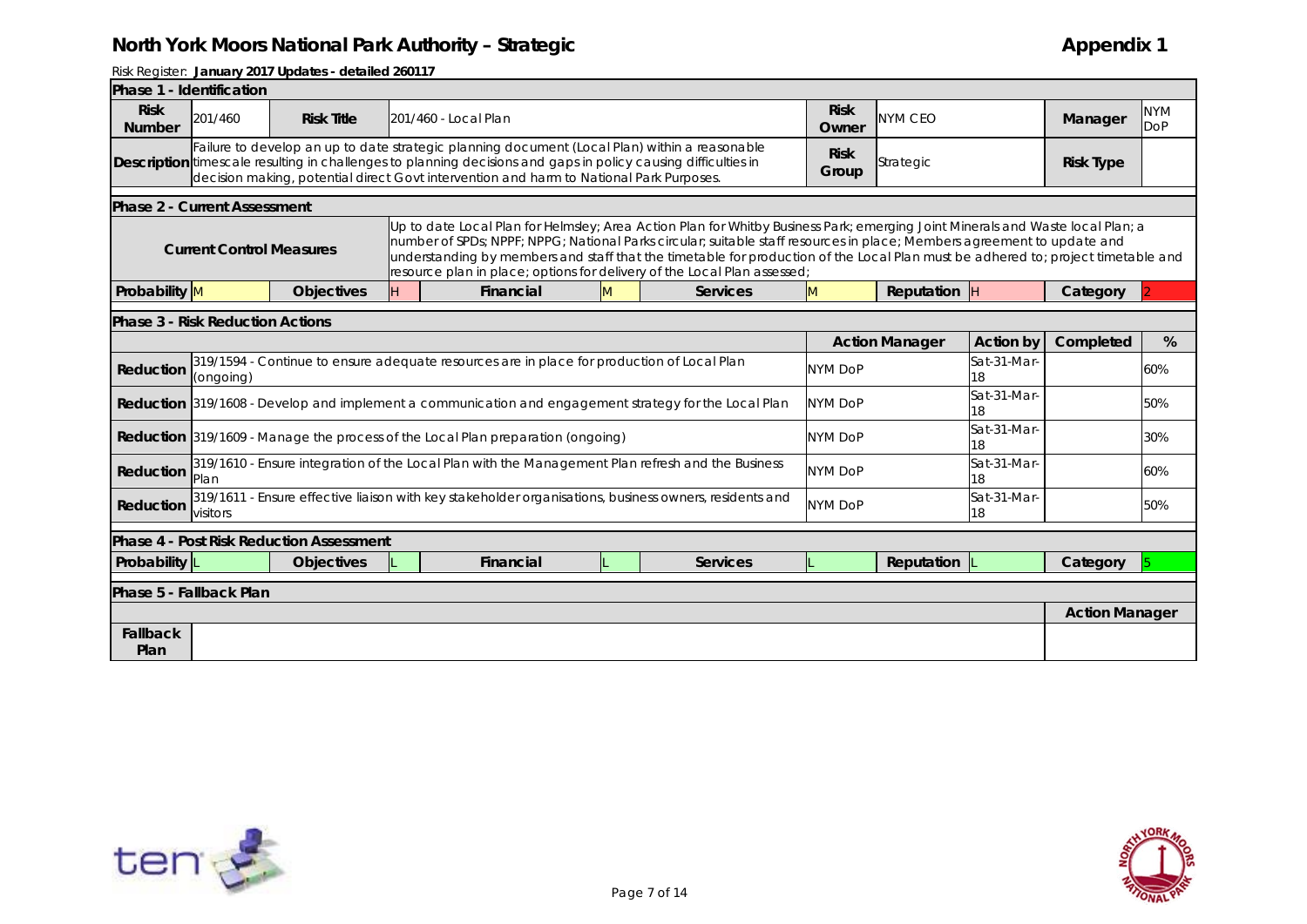# North York Moors National Park Authority – Strategic

## Appendix 1

Risk Register: **January 2017 Updates - detailed 260117**

### Phase 1 - Identification

| **Risk Number** | 201/460 | **Risk Title** | 201/460 - Local Plan | **Risk Owner** | NYM CEO | **Manager** | NYM DoP |
|---|---|---|---|---|---|---|---|
| **Description** | Failure to develop an up to date strategic planning document (Local Plan) within a reasonable timescale resulting in challenges to planning decisions and gaps in policy causing difficulties in decision making, potential direct Govt intervention and harm to National Park Purposes. | | | **Risk Group** | Strategic | **Risk Type** | |

### Phase 2 - Current Assessment

| **Current Control Measures** | Up to date Local Plan for Helmsley; Area Action Plan for Whitby Business Park; emerging Joint Minerals and Waste local Plan; a number of SPDs; NPPF; NPPG; National Parks circular; suitable staff resources in place; Members agreement to update and understanding by members and staff that the timetable for production of the Local Plan must be adhered to; project timetable and resource plan in place; options for delivery of the Local Plan assessed; |
|---|---|

| **Probability** | **Objectives** | **Financial** | **Services** | **Reputation** | **Category** |
|---|---|---|---|---|---|
| M | H | M | M | H | 2 |

### Phase 3 - Risk Reduction Actions

| | | **Action Manager** | **Action by** | **Completed** | **%** |
|---|---|---|---|---|---|
| **Reduction** | 319/1594 - Continue to ensure adequate resources are in place for production of Local Plan (ongoing) | NYM DoP | Sat-31-Mar-18 | | 60% |
| **Reduction** | 319/1608 - Develop and implement a communication and engagement strategy for the Local Plan | NYM DoP | Sat-31-Mar-18 | | 50% |
| **Reduction** | 319/1609 - Manage the process of the Local Plan preparation (ongoing) | NYM DoP | Sat-31-Mar-18 | | 30% |
| **Reduction** | 319/1610 - Ensure integration of the Local Plan with the Management Plan refresh and the Business Plan | NYM DoP | Sat-31-Mar-18 | | 60% |
| **Reduction** | 319/1611 - Ensure effective liaison with key stakeholder organisations, business owners, residents and visitors | NYM DoP | Sat-31-Mar-18 | | 50% |

### Phase 4 - Post Risk Reduction Assessment

| **Probability** | **Objectives** | **Financial** | **Services** | **Reputation** | **Category** |
|---|---|---|---|---|---|
| L | L | L | L | L | 5 |

### Phase 5 - Fallback Plan

| | | **Action Manager** |
|---|---|---|
| **Fallback Plan** | | |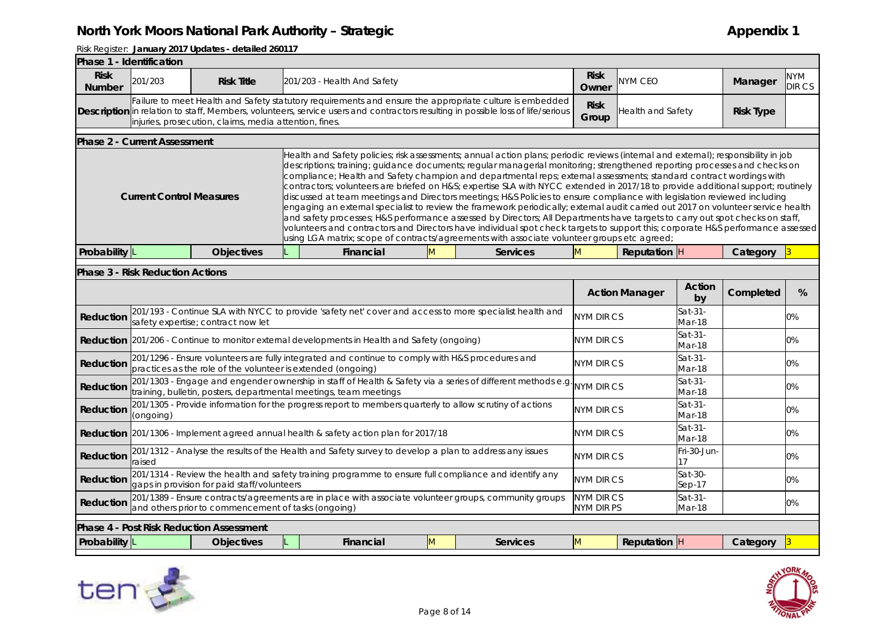# North York Moors National Park Authority – Strategic

**Appendix 1**

Risk Register: **January 2017 Updates - detailed 260117**

## Phase 1 - Identification

| **Risk Number** | 201/203 | **Risk Title** | 201/203 - Health And Safety | **Risk Owner** | NYM CEO | **Manager** | NYM DIR CS |
|---|---|---|---|---|---|---|---|
| **Description** | Failure to meet Health and Safety statutory requirements and ensure the appropriate culture is embedded in relation to staff, Members, volunteers, service users and contractors resulting in possible loss of life/serious injuries, prosecution, claims, media attention, fines. | | | **Risk Group** | Health and Safety | **Risk Type** | |

## Phase 2 - Current Assessment

**Current Control Measures**

Health and Safety policies; risk assessments; annual action plans; periodic reviews (internal and external); responsibility in job descriptions; training; guidance documents; regular managerial monitoring; strengthened reporting processes and checks on compliance; Health and Safety champion and departmental reps; external assessments; standard contract wordings with contractors; volunteers are briefed on H&S; expertise SLA with NYCC extended in 2017/18 to provide additional support; routinely discussed at team meetings and Directors meetings; H&S Policies to ensure compliance with legislation reviewed including engaging an external specialist to review the framework periodically; external audit carried out 2017 on volunteer service health and safety processes; H&S performance assessed by Directors; All Departments have targets to carry out spot checks on staff, volunteers and contractors and Directors have individual spot check targets to support this; corporate H&S performance assessed using LGA matrix; scope of contracts/agreements with associate volunteer groups etc agreed;

| **Probability** | **Objectives** | **Financial** | **Services** | **Reputation** | **Category** |
|---|---|---|---|---|---|
| L | L | M | M | H | 3 |

## Phase 3 - Risk Reduction Actions

| | | **Action Manager** | **Action by** | **Completed** | **%** |
|---|---|---|---|---|---|
| **Reduction** | 201/193 - Continue SLA with NYCC to provide 'safety net' cover and access to more specialist health and safety expertise; contract now let | NYM DIR CS | Sat-31-Mar-18 | | 0% |
| **Reduction** | 201/206 - Continue to monitor external developments in Health and Safety (ongoing) | NYM DIR CS | Sat-31-Mar-18 | | 0% |
| **Reduction** | 201/1296 - Ensure volunteers are fully integrated and continue to comply with H&S procedures and practices as the role of the volunteer is extended (ongoing) | NYM DIR CS | Sat-31-Mar-18 | | 0% |
| **Reduction** | 201/1303 - Engage and engender ownership in staff of Health & Safety via a series of different methods e.g. training, bulletin, posters, departmental meetings, team meetings | NYM DIR CS | Sat-31-Mar-18 | | 0% |
| **Reduction** | 201/1305 - Provide information for the progress report to members quarterly to allow scrutiny of actions (ongoing) | NYM DIR CS | Sat-31-Mar-18 | | 0% |
| **Reduction** | 201/1306 - Implement agreed annual health & safety action plan for 2017/18 | NYM DIR CS | Sat-31-Mar-18 | | 0% |
| **Reduction** | 201/1312 - Analyse the results of the Health and Safety survey to develop a plan to address any issues raised | NYM DIR CS | Fri-30-Jun-17 | | 0% |
| **Reduction** | 201/1314 - Review the health and safety training programme to ensure full compliance and identify any gaps in provision for paid staff/volunteers | NYM DIR CS | Sat-30-Sep-17 | | 0% |
| **Reduction** | 201/1389 - Ensure contracts/agreements are in place with associate volunteer groups, community groups and others prior to commencement of tasks (ongoing) | NYM DIR CS<br>NYM DIR PS | Sat-31-Mar-18 | | 0% |

## Phase 4 - Post Risk Reduction Assessment

| **Probability** | **Objectives** | **Financial** | **Services** | **Reputation** | **Category** |
|---|---|---|---|---|---|
| L | L | M | M | H | 3 |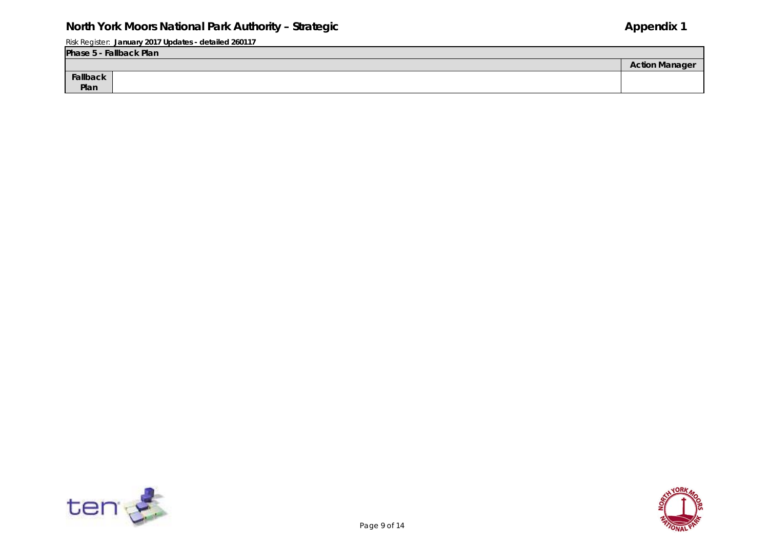## Phase 5 - Fallback Plan

| | | Action Manager |
|---|---|---|
| **Fallback Plan** | | |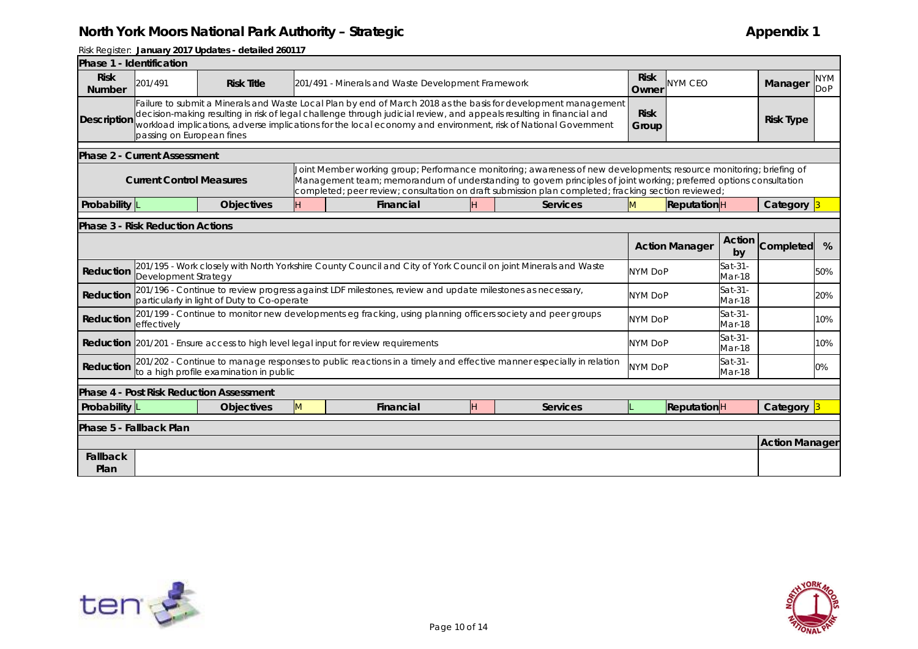# North York Moors National Park Authority – Strategic

**Appendix 1**

Risk Register: **January 2017 Updates - detailed 260117**

## Phase 1 - Identification

| | | | | | |
|---|---|---|---|---|---|
| **Risk Number** | 201/491 | **Risk Title** | 201/491 - Minerals and Waste Development Framework | **Risk Owner** | NYM CEO |
| **Manager** | NYM DoP | | | | |
| **Description** | Failure to submit a Minerals and Waste Local Plan by end of March 2018 as the basis for development management decision-making resulting in risk of legal challenge through judicial review, and appeals resulting in financial and workload implications, adverse implications for the local economy and environment, risk of National Government passing on European fines | **Risk Group** | | **Risk Type** | |

## Phase 2 - Current Assessment

| | |
|---|---|
| **Current Control Measures** | Joint Member working group; Performance monitoring; awareness of new developments; resource monitoring; briefing of Management team; memorandum of understanding to govern principles of joint working; preferred options consultation completed; peer review; consultation on draft submission plan completed; fracking section reviewed; |

| **Probability** | **Objectives** | **Financial** | **Services** | **Reputation** | **Category** |
|---|---|---|---|---|---|
| L | H | H | M | H | 3 |

## Phase 3 - Risk Reduction Actions

| | | **Action Manager** | **Action by** | **Completed** | **%** |
|---|---|---|---|---|---|
| **Reduction** | 201/195 - Work closely with North Yorkshire County Council and City of York Council on joint Minerals and Waste Development Strategy | NYM DoP | Sat-31-Mar-18 | | 50% |
| **Reduction** | 201/196 - Continue to review progress against LDF milestones, review and update milestones as necessary, particularly in light of Duty to Co-operate | NYM DoP | Sat-31-Mar-18 | | 20% |
| **Reduction** | 201/199 - Continue to monitor new developments eg fracking, using planning officers society and peer groups effectively | NYM DoP | Sat-31-Mar-18 | | 10% |
| **Reduction** | 201/201 - Ensure access to high level legal input for review requirements | NYM DoP | Sat-31-Mar-18 | | 10% |
| **Reduction** | 201/202 - Continue to manage responses to public reactions in a timely and effective manner especially in relation to a high profile examination in public | NYM DoP | Sat-31-Mar-18 | | 0% |

## Phase 4 - Post Risk Reduction Assessment

| **Probability** | **Objectives** | **Financial** | **Services** | **Reputation** | **Category** |
|---|---|---|---|---|---|
| L | M | H | L | H | 3 |

## Phase 5 - Fallback Plan

| | | **Action Manager** |
|---|---|---|
| **Fallback Plan** | | |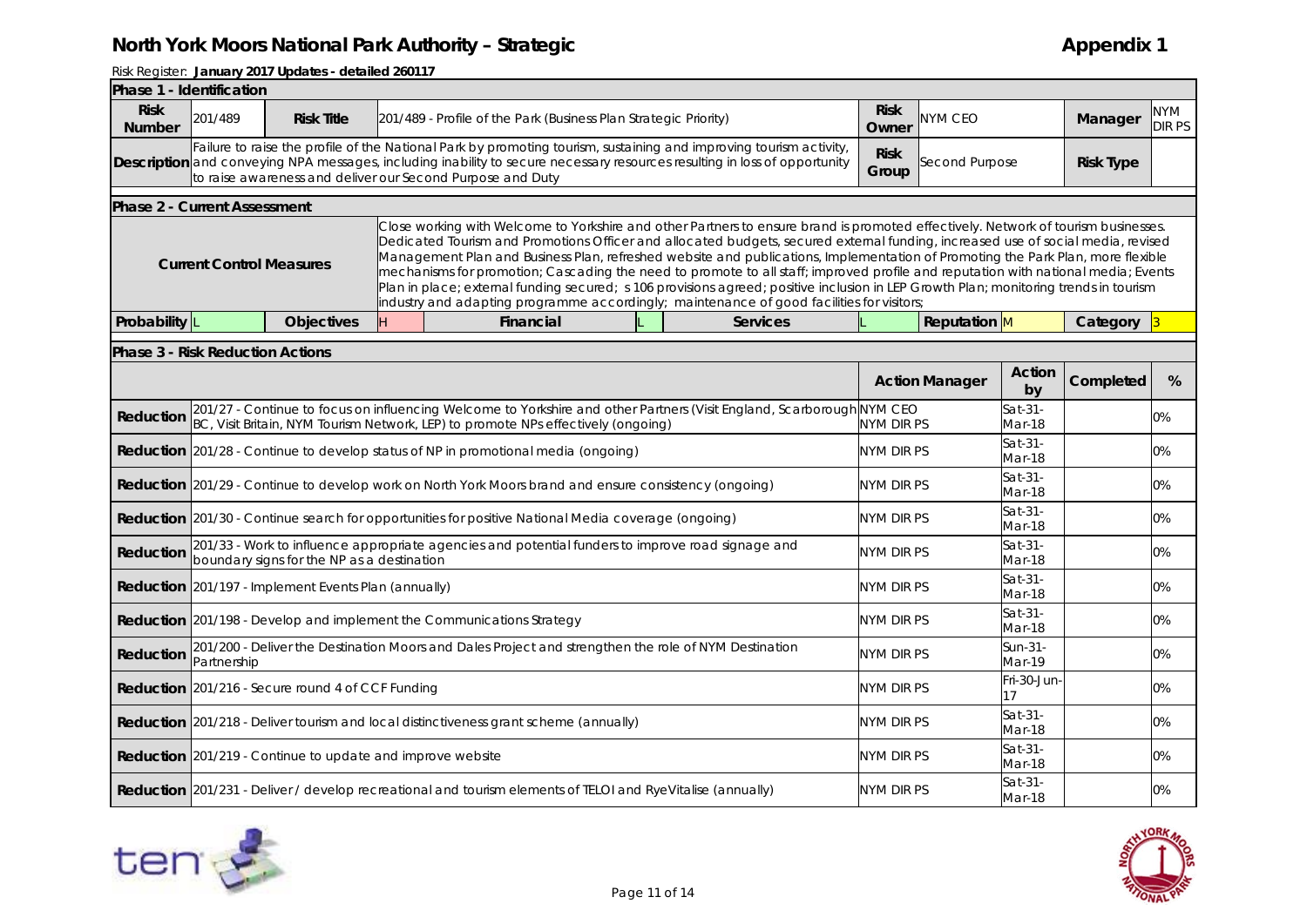# North York Moors National Park Authority – Strategic

**Appendix 1**

Risk Register: **January 2017 Updates - detailed 260117**

### Phase 1 - Identification

| **Risk Number** | 201/489 | **Risk Title** | 201/489 - Profile of the Park (Business Plan Strategic Priority) | **Risk Owner** | NYM CEO | **Manager** | NYM DIR PS |
|---|---|---|---|---|---|---|---|
| **Description** | Failure to raise the profile of the National Park by promoting tourism, sustaining and improving tourism activity, and conveying NPA messages, including inability to secure necessary resources resulting in loss of opportunity to raise awareness and deliver our Second Purpose and Duty | | | **Risk Group** | Second Purpose | **Risk Type** | |

### Phase 2 - Current Assessment

| **Current Control Measures** | Close working with Welcome to Yorkshire and other Partners to ensure brand is promoted effectively. Network of tourism businesses. Dedicated Tourism and Promotions Officer and allocated budgets, secured external funding, increased use of social media, revised Management Plan and Business Plan, refreshed website and publications, Implementation of Promoting the Park Plan, more flexible mechanisms for promotion; Cascading the need to promote to all staff; improved profile and reputation with national media; Events Plan in place; external funding secured; s 106 provisions agreed; positive inclusion in LEP Growth Plan; monitoring trends in tourism industry and adapting programme accordingly; maintenance of good facilities for visitors; |
|---|---|

| **Probability** | L | **Objectives** | H | **Financial** | L | **Services** | L | **Reputation** | M | **Category** | 3 |
|---|---|---|---|---|---|---|---|---|---|---|---|

### Phase 3 - Risk Reduction Actions

| | | **Action Manager** | **Action by** | **Completed** | **%** |
|---|---|---|---|---|---|
| **Reduction** | 201/27 - Continue to focus on influencing Welcome to Yorkshire and other Partners (Visit England, Scarborough BC, Visit Britain, NYM Tourism Network, LEP) to promote NPs effectively (ongoing) | NYM CEO NYM DIR PS | Sat-31-Mar-18 | | 0% |
| **Reduction** | 201/28 - Continue to develop status of NP in promotional media (ongoing) | NYM DIR PS | Sat-31-Mar-18 | | 0% |
| **Reduction** | 201/29 - Continue to develop work on North York Moors brand and ensure consistency (ongoing) | NYM DIR PS | Sat-31-Mar-18 | | 0% |
| **Reduction** | 201/30 - Continue search for opportunities for positive National Media coverage (ongoing) | NYM DIR PS | Sat-31-Mar-18 | | 0% |
| **Reduction** | 201/33 - Work to influence appropriate agencies and potential funders to improve road signage and boundary signs for the NP as a destination | NYM DIR PS | Sat-31-Mar-18 | | 0% |
| **Reduction** | 201/197 - Implement Events Plan (annually) | NYM DIR PS | Sat-31-Mar-18 | | 0% |
| **Reduction** | 201/198 - Develop and implement the Communications Strategy | NYM DIR PS | Sat-31-Mar-18 | | 0% |
| **Reduction** | 201/200 - Deliver the Destination Moors and Dales Project and strengthen the role of NYM Destination Partnership | NYM DIR PS | Sun-31-Mar-19 | | 0% |
| **Reduction** | 201/216 - Secure round 4 of CCF Funding | NYM DIR PS | Fri-30-Jun-17 | | 0% |
| **Reduction** | 201/218 - Deliver tourism and local distinctiveness grant scheme (annually) | NYM DIR PS | Sat-31-Mar-18 | | 0% |
| **Reduction** | 201/219 - Continue to update and improve website | NYM DIR PS | Sat-31-Mar-18 | | 0% |
| **Reduction** | 201/231 - Deliver / develop recreational and tourism elements of TELOI and RyeVitalise (annually) | NYM DIR PS | Sat-31-Mar-18 | | 0% |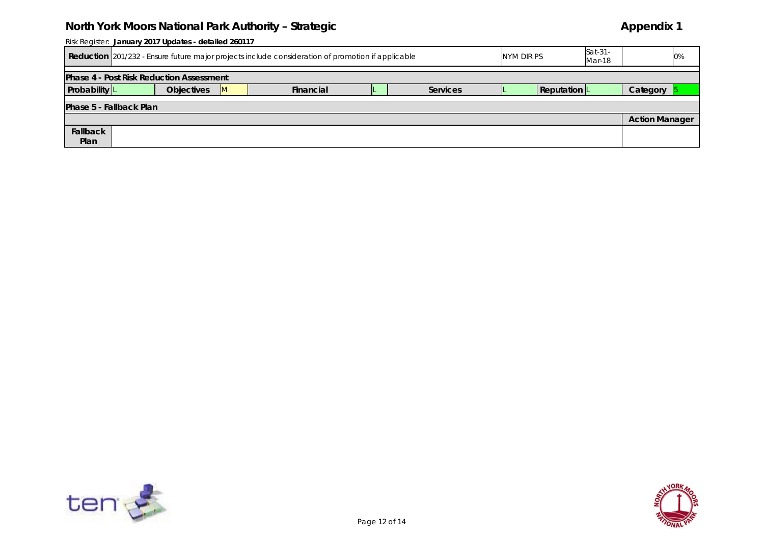Risk Register: **January 2017 Updates - detailed 260117**

| **Reduction** | 201/232 - Ensure future major projects include consideration of promotion if applicable | NYM DIR PS | Sat-31-Mar-18 | | 0% |
|---|---|---|---|---|---|

**Phase 4 - Post Risk Reduction Assessment**

| **Probability** | L | **Objectives** | M | **Financial** | L | **Services** | L | **Reputation** | L | **Category** | 5 |
|---|---|---|---|---|---|---|---|---|---|---|---|

**Phase 5 - Fallback Plan**

| | | **Action Manager** |
|---|---|---|
| **Fallback Plan** | | |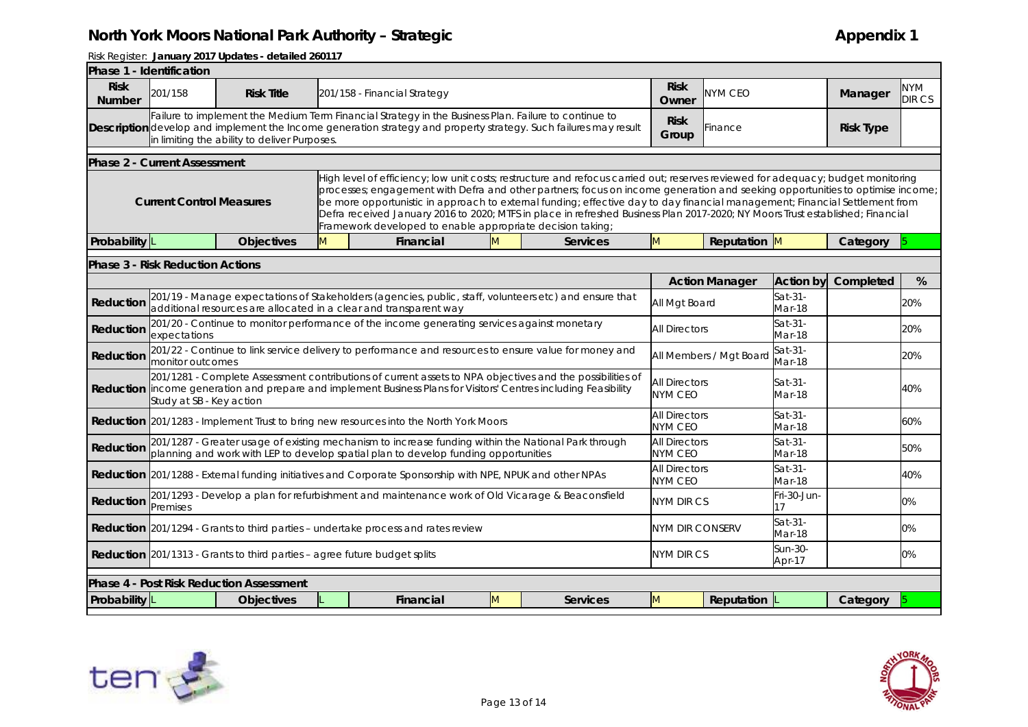# North York Moors National Park Authority – Strategic

**Appendix 1**

Risk Register: **January 2017 Updates - detailed 260117**

## Phase 1 - Identification

| | | | | | |
|---|---|---|---|---|---|
| **Risk Number** | 201/158 | **Risk Title** | 201/158 - Financial Strategy | **Risk Owner** | NYM CEO |
| **Manager** | NYM DIR CS | | | | |
| **Description** | Failure to implement the Medium Term Financial Strategy in the Business Plan. Failure to continue to develop and implement the Income generation strategy and property strategy. Such failures may result in limiting the ability to deliver Purposes. | | | **Risk Group** | Finance |
| **Risk Type** | | | | | |

## Phase 2 - Current Assessment

**Current Control Measures:** High level of efficiency; low unit costs; restructure and refocus carried out; reserves reviewed for adequacy; budget monitoring processes; engagement with Defra and other partners; focus on income generation and seeking opportunities to optimise income; be more opportunistic in approach to external funding; effective day to day financial management; Financial Settlement from Defra received January 2016 to 2020; MTFS in place in refreshed Business Plan 2017-2020; NY Moors Trust established; Financial Framework developed to enable appropriate decision taking;

| Probability | Objectives | Financial | Services | Reputation | Category |
|---|---|---|---|---|---|
| L | M | M | M | M | 5 |

## Phase 3 - Risk Reduction Actions

| | Action | Action Manager | Action by | Completed | % |
|---|---|---|---|---|---|
| Reduction | 201/19 - Manage expectations of Stakeholders (agencies, public, staff, volunteers etc) and ensure that additional resources are allocated in a clear and transparent way | All Mgt Board | Sat-31-Mar-18 | | 20% |
| Reduction | 201/20 - Continue to monitor performance of the income generating services against monetary expectations | All Directors | Sat-31-Mar-18 | | 20% |
| Reduction | 201/22 - Continue to link service delivery to performance and resources to ensure value for money and monitor outcomes | All Members / Mgt Board | Sat-31-Mar-18 | | 20% |
| Reduction | 201/1281 - Complete Assessment contributions of current assets to NPA objectives and the possibilities of income generation and prepare and implement Business Plans for Visitors' Centres including Feasibility Study at SB - Key action | All Directors NYM CEO | Sat-31-Mar-18 | | 40% |
| Reduction | 201/1283 - Implement Trust to bring new resources into the North York Moors | All Directors NYM CEO | Sat-31-Mar-18 | | 60% |
| Reduction | 201/1287 - Greater usage of existing mechanism to increase funding within the National Park through planning and work with LEP to develop spatial plan to develop funding opportunities | All Directors NYM CEO | Sat-31-Mar-18 | | 50% |
| Reduction | 201/1288 - External funding initiatives and Corporate Sponsorship with NPE, NPUK and other NPAs | All Directors NYM CEO | Sat-31-Mar-18 | | 40% |
| Reduction | 201/1293 - Develop a plan for refurbishment and maintenance work of Old Vicarage & Beaconsfield Premises | NYM DIR CS | Fri-30-Jun-17 | | 0% |
| Reduction | 201/1294 - Grants to third parties – undertake process and rates review | NYM DIR CONSERV | Sat-31-Mar-18 | | 0% |
| Reduction | 201/1313 - Grants to third parties – agree future budget splits | NYM DIR CS | Sun-30-Apr-17 | | 0% |

## Phase 4 - Post Risk Reduction Assessment

| Probability | Objectives | Financial | Services | Reputation | Category |
|---|---|---|---|---|---|
| L | L | M | M | L | 5 |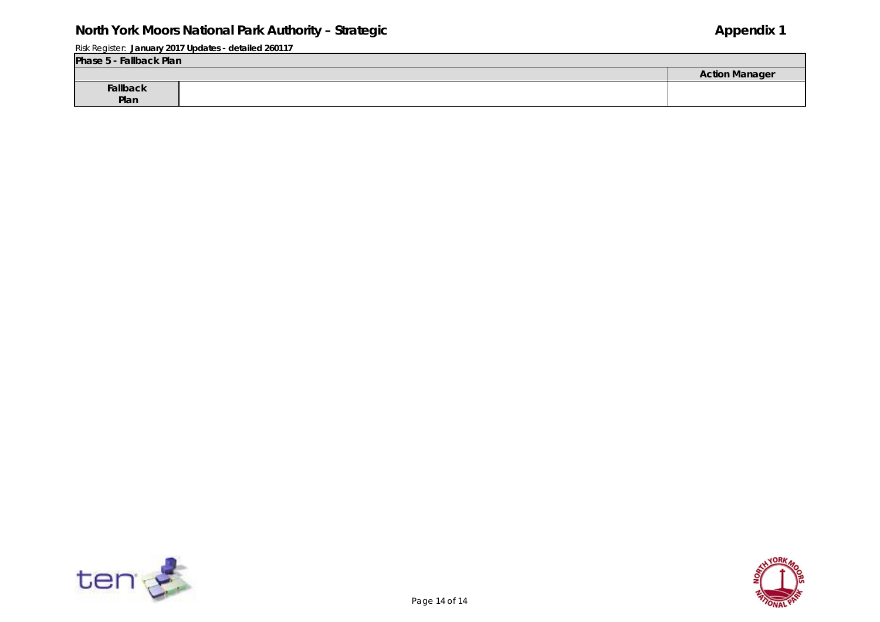Risk Register: **January 2017 Updates - detailed 260117**

| Phase 5 - Fallback Plan | | |
|---|---|---|
| | | **Action Manager** |
| **Fallback Plan** | | |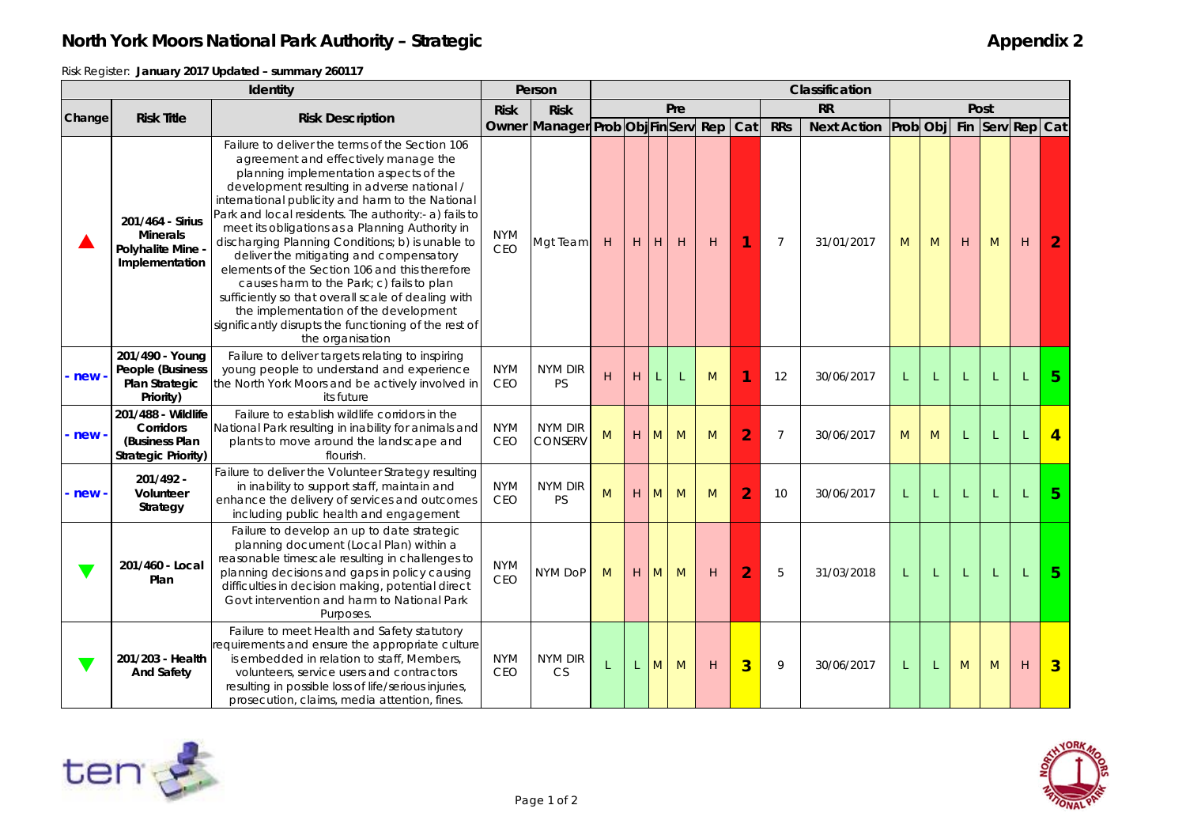# North York Moors National Park Authority – Strategic

**Appendix 2**

Risk Register: **January 2017 Updated – summary 260117**

| Identity | | | Person | | Classification | | | | | | | | | | | | | | |
|---|---|---|---|---|---|---|---|---|---|---|---|---|---|---|---|---|---|---|---|
| | | | | | Pre | | | | | | RR | | Post | | | | | | |
| Change | Risk Title | Risk Description | Risk Owner | Risk Manager | Prob | Obj | Fin | Serv | Rep | Cat | RRs | Next Action | Prob | Obj | Fin | Serv | Rep | Cat |
| ▲ | 201/464 - Sirius Minerals Polyhalite Mine - Implementation | Failure to deliver the terms of the Section 106 agreement and effectively manage the planning implementation aspects of the development resulting in adverse national / international publicity and harm to the National Park and local residents. The authority:- a) fails to meet its obligations as a Planning Authority in discharging Planning Conditions; b) is unable to deliver the mitigating and compensatory elements of the Section 106 and this therefore causes harm to the Park; c) fails to plan sufficiently so that overall scale of dealing with the implementation of the development significantly disrupts the functioning of the rest of the organisation | NYM CEO | Mgt Team | H | H | H | H | H | 1 | 7 | 31/01/2017 | M | M | H | M | H | 2 |
| - new - | 201/490 - Young People (Business Plan Strategic Priority) | Failure to deliver targets relating to inspiring young people to understand and experience the North York Moors and be actively involved in its future | NYM CEO | NYM DIR PS | H | H | L | L | M | 1 | 12 | 30/06/2017 | L | L | L | L | L | 5 |
| - new - | 201/488 - Wildlife Corridors (Business Plan Strategic Priority) | Failure to establish wildlife corridors in the National Park resulting in inability for animals and plants to move around the landscape and flourish. | NYM CEO | NYM DIR CONSERV | M | H | M | M | M | 2 | 7 | 30/06/2017 | M | M | L | L | L | 4 |
| - new - | 201/492 - Volunteer Strategy | Failure to deliver the Volunteer Strategy resulting in inability to support staff, maintain and enhance the delivery of services and outcomes including public health and engagement | NYM CEO | NYM DIR PS | M | H | M | M | M | 2 | 10 | 30/06/2017 | L | L | L | L | L | 5 |
| ▼ | 201/460 - Local Plan | Failure to develop an up to date strategic planning document (Local Plan) within a reasonable timescale resulting in challenges to planning decisions and gaps in policy causing difficulties in decision making, potential direct Govt intervention and harm to National Park Purposes. | NYM CEO | NYM DoP | M | H | M | M | H | 2 | 5 | 31/03/2018 | L | L | L | L | L | 5 |
| ▼ | 201/203 - Health And Safety | Failure to meet Health and Safety statutory requirements and ensure the appropriate culture is embedded in relation to staff, Members, volunteers, service users and contractors resulting in possible loss of life/serious injuries, prosecution, claims, media attention, fines. | NYM CEO | NYM DIR CS | L | L | M | M | H | 3 | 9 | 30/06/2017 | L | L | M | M | H | 3 |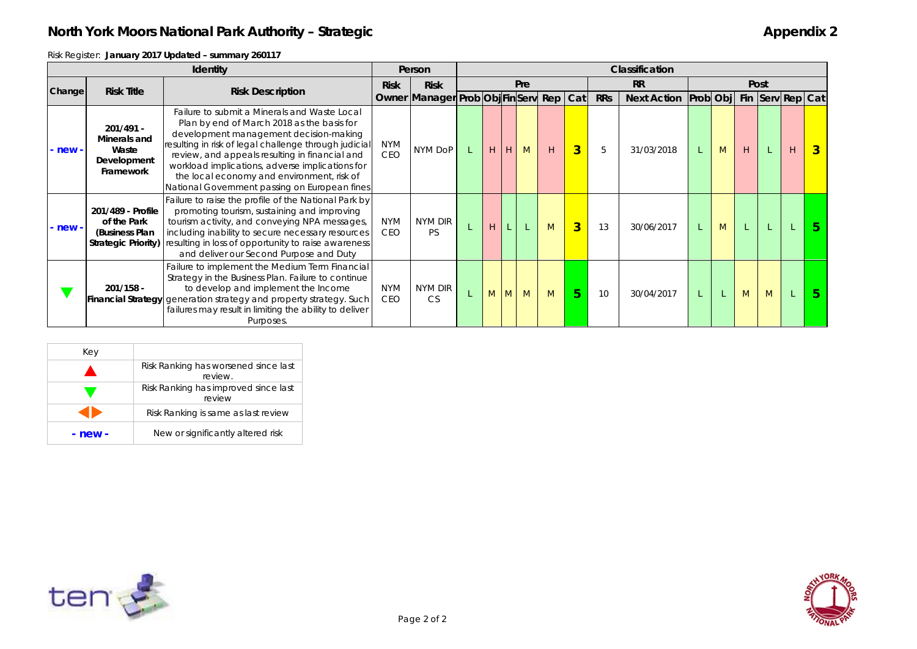# North York Moors National Park Authority – Strategic

**Appendix 2**

Risk Register: **January 2017 Updated – summary 260117**

| Identity | | | Person | | Classification | | | | | | | | | | | | | | |
|---|---|---|---|---|---|---|---|---|---|---|---|---|---|---|---|---|---|---|---|
| | | | | | Pre | | | | | | RR | | Post | | | | | | |
| Change | Risk Title | Risk Description | Risk Owner | Risk Manager | Prob | Obj | Fin | Serv | Rep | Cat | RRs | Next Action | Prob | Obj | Fin | Serv | Rep | Cat |
| - new - | 201/491 - Minerals and Waste Development Framework | Failure to submit a Minerals and Waste Local Plan by end of March 2018 as the basis for development management decision-making resulting in risk of legal challenge through judicial review, and appeals resulting in financial and workload implications, adverse implications for the local economy and environment, risk of National Government passing on European fines | NYM CEO | NYM DoP | L | H | H | M | H | 3 | 5 | 31/03/2018 | L | M | H | L | H | 3 |
| - new - | 201/489 - Profile of the Park (Business Plan Strategic Priority) | Failure to raise the profile of the National Park by promoting tourism, sustaining and improving tourism activity, and conveying NPA messages, including inability to secure necessary resources resulting in loss of opportunity to raise awareness and deliver our Second Purpose and Duty | NYM CEO | NYM DIR PS | L | H | L | L | M | 3 | 13 | 30/06/2017 | L | M | L | L | L | 5 |
| ▼ | 201/158 - Financial Strategy | Failure to implement the Medium Term Financial Strategy in the Business Plan. Failure to continue to develop and implement the Income generation strategy and property strategy. Such failures may result in limiting the ability to deliver Purposes. | NYM CEO | NYM DIR CS | L | M | M | M | M | 5 | 10 | 30/04/2017 | L | L | M | M | L | 5 |

| Key | |
|---|---|
| ▲ | Risk Ranking has worsened since last review. |
| ▼ | Risk Ranking has improved since last review |
| ◀▶ | Risk Ranking is same as last review |
| - new - | New or significantly altered risk |